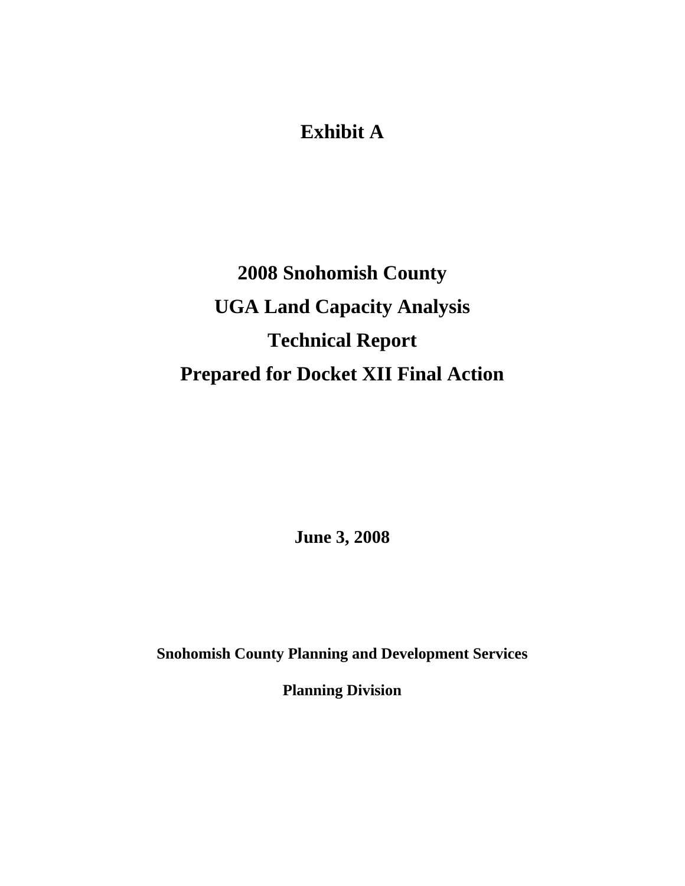# Exhibit A

# 2008 Snohomish County UGA Land Capacity Analysis Technical Report Prepared for Docket XII Final Action

**June 3, 2008**

**Snohomish County Planning and Development Services**

**Planning Division**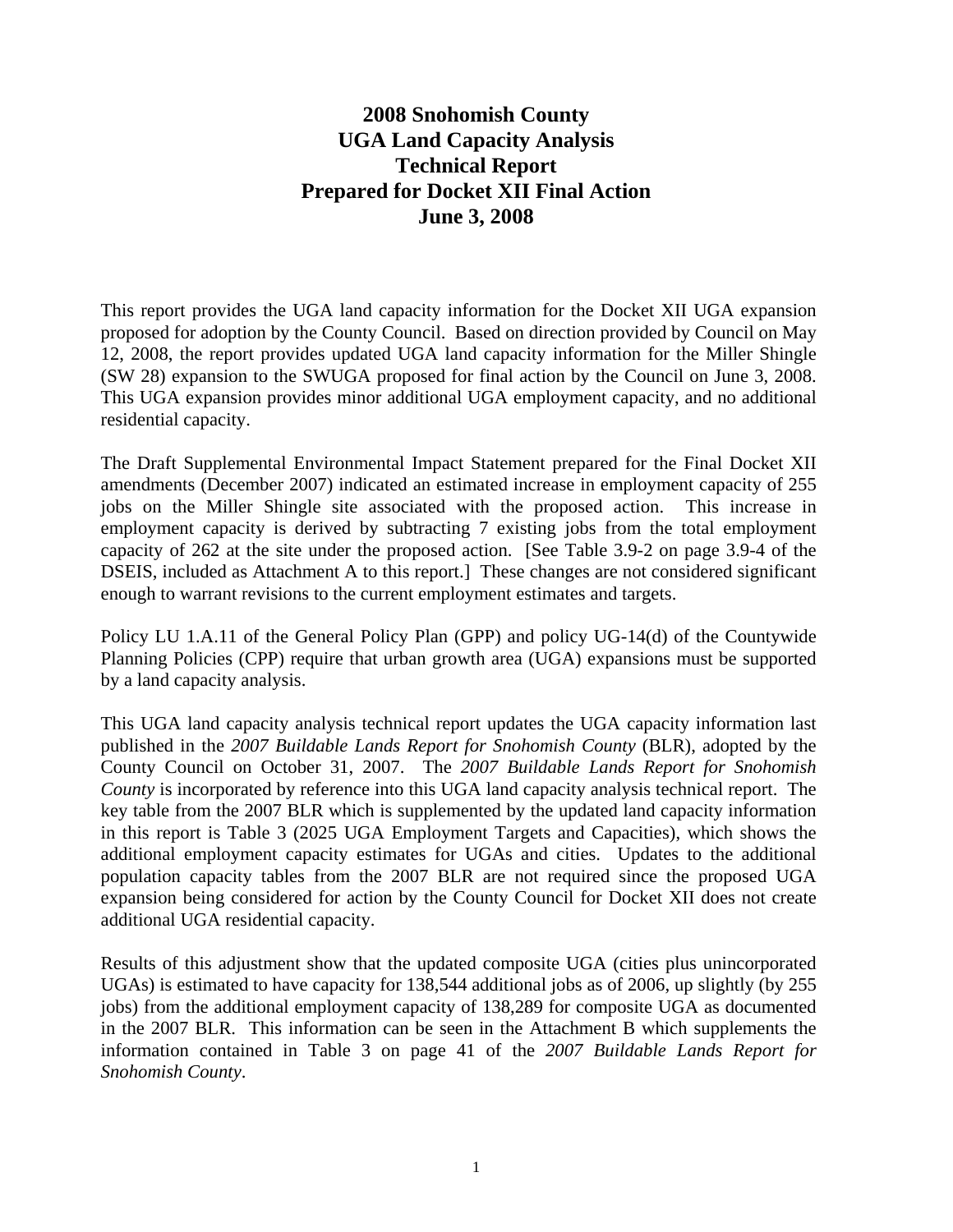**2008 Snohomish County**
**UGA Land Capacity Analysis**
**Technical Report**
**Prepared for Docket XII Final Action**
**June 3, 2008**

This report provides the UGA land capacity information for the Docket XII UGA expansion proposed for adoption by the County Council. Based on direction provided by Council on May 12, 2008, the report provides updated UGA land capacity information for the Miller Shingle (SW 28) expansion to the SWUGA proposed for final action by the Council on June 3, 2008. This UGA expansion provides minor additional UGA employment capacity, and no additional residential capacity.

The Draft Supplemental Environmental Impact Statement prepared for the Final Docket XII amendments (December 2007) indicated an estimated increase in employment capacity of 255 jobs on the Miller Shingle site associated with the proposed action. This increase in employment capacity is derived by subtracting 7 existing jobs from the total employment capacity of 262 at the site under the proposed action. [See Table 3.9-2 on page 3.9-4 of the DSEIS, included as Attachment A to this report.] These changes are not considered significant enough to warrant revisions to the current employment estimates and targets.

Policy LU 1.A.11 of the General Policy Plan (GPP) and policy UG-14(d) of the Countywide Planning Policies (CPP) require that urban growth area (UGA) expansions must be supported by a land capacity analysis.

This UGA land capacity analysis technical report updates the UGA capacity information last published in the *2007 Buildable Lands Report for Snohomish County* (BLR), adopted by the County Council on October 31, 2007. The *2007 Buildable Lands Report for Snohomish County* is incorporated by reference into this UGA land capacity analysis technical report. The key table from the 2007 BLR which is supplemented by the updated land capacity information in this report is Table 3 (2025 UGA Employment Targets and Capacities), which shows the additional employment capacity estimates for UGAs and cities. Updates to the additional population capacity tables from the 2007 BLR are not required since the proposed UGA expansion being considered for action by the County Council for Docket XII does not create additional UGA residential capacity.

Results of this adjustment show that the updated composite UGA (cities plus unincorporated UGAs) is estimated to have capacity for 138,544 additional jobs as of 2006, up slightly (by 255 jobs) from the additional employment capacity of 138,289 for composite UGA as documented in the 2007 BLR. This information can be seen in the Attachment B which supplements the information contained in Table 3 on page 41 of the *2007 Buildable Lands Report for Snohomish County*.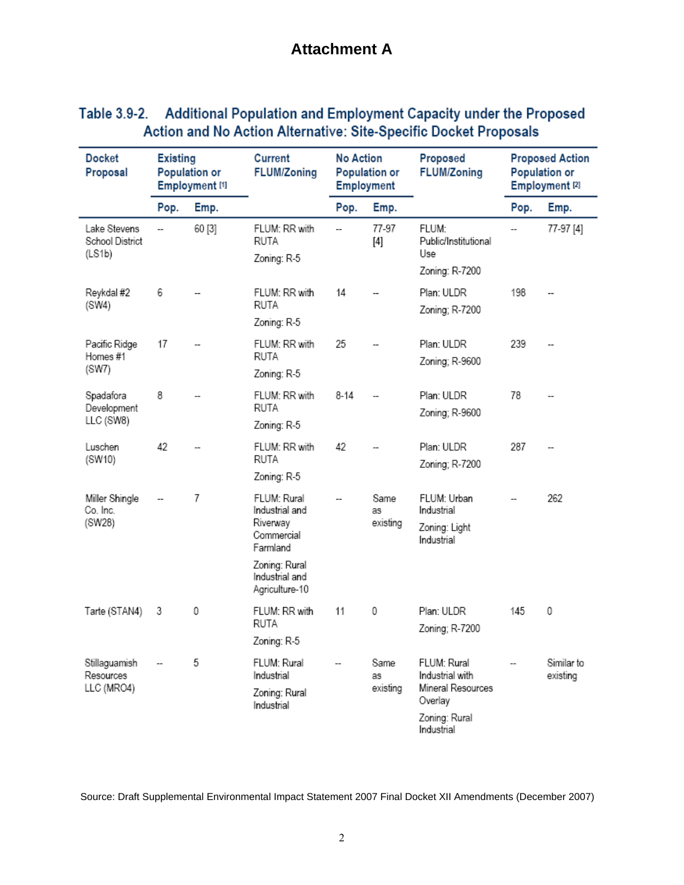## Attachment A

### Table 3.9-2. Additional Population and Employment Capacity under the Proposed Action and No Action Alternative: Site-Specific Docket Proposals

| Docket Proposal | Existing Population or Employment [1] | | Current FLUM/Zoning | No Action Population or Employment | | Proposed FLUM/Zoning | Proposed Action Population or Employment [2] | |
|---|---|---|---|---|---|---|---|---|
| | Pop. | Emp. | | Pop. | Emp. | | Pop. | Emp. |
| Lake Stevens School District (LS1b) | -- | 60 [3] | FLUM: RR with RUTA<br>Zoning: R-5 | -- | 77-97 [4] | FLUM: Public/Institutional Use<br>Zoning: R-7200 | -- | 77-97 [4] |
| Reykdal #2 (SW4) | 6 | -- | FLUM: RR with RUTA<br>Zoning: R-5 | 14 | -- | Plan: ULDR<br>Zoning; R-7200 | 198 | -- |
| Pacific Ridge Homes #1 (SW7) | 17 | -- | FLUM: RR with RUTA<br>Zoning: R-5 | 25 | -- | Plan: ULDR<br>Zoning; R-9600 | 239 | -- |
| Spadafora Development LLC (SW8) | 8 | -- | FLUM: RR with RUTA<br>Zoning: R-5 | 8-14 | -- | Plan: ULDR<br>Zoning; R-9600 | 78 | -- |
| Luschen (SW10) | 42 | -- | FLUM: RR with RUTA<br>Zoning: R-5 | 42 | -- | Plan: ULDR<br>Zoning; R-7200 | 287 | -- |
| Miller Shingle Co. Inc. (SW28) | -- | 7 | FLUM: Rural Industrial and Riverway Commercial Farmland<br>Zoning: Rural Industrial and Agriculture-10 | -- | Same as existing | FLUM: Urban Industrial<br>Zoning: Light Industrial | -- | 262 |
| Tarte (STAN4) | 3 | 0 | FLUM: RR with RUTA<br>Zoning: R-5 | 11 | 0 | Plan: ULDR<br>Zoning; R-7200 | 145 | 0 |
| Stillaguamish Resources LLC (MRO4) | -- | 5 | FLUM: Rural Industrial<br>Zoning: Rural Industrial | -- | Same as existing | FLUM: Rural Industrial with Mineral Resources Overlay<br>Zoning: Rural Industrial | -- | Similar to existing |

Source: Draft Supplemental Environmental Impact Statement 2007 Final Docket XII Amendments (December 2007)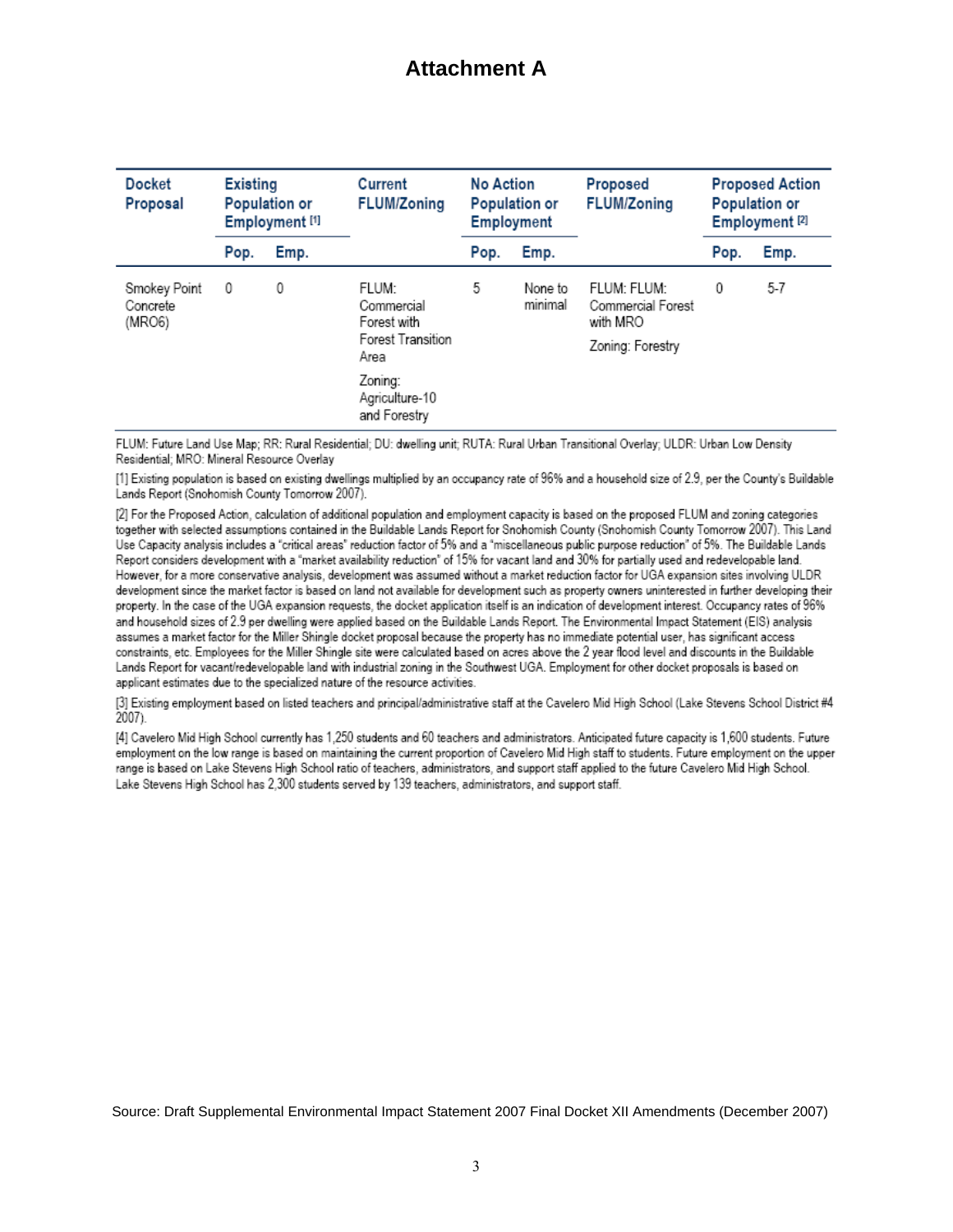# Attachment A

| Docket Proposal | Existing Population or Employment [1] | | Current FLUM/Zoning | No Action Population or Employment | | Proposed FLUM/Zoning | Proposed Action Population or Employment [2] | |
|---|---|---|---|---|---|---|---|---|
| | Pop. | Emp. | | Pop. | Emp. | | Pop. | Emp. |
| Smokey Point Concrete (MRO6) | 0 | 0 | FLUM: Commercial Forest with Forest Transition Area<br><br>Zoning: Agriculture-10 and Forestry | 5 | None to minimal | FLUM: FLUM: Commercial Forest with MRO<br><br>Zoning: Forestry | 0 | 5-7 |

FLUM: Future Land Use Map; RR: Rural Residential; DU: dwelling unit; RUTA: Rural Urban Transitional Overlay; ULDR: Urban Low Density Residential; MRO: Mineral Resource Overlay

[1] Existing population is based on existing dwellings multiplied by an occupancy rate of 96% and a household size of 2.9, per the County's Buildable Lands Report (Snohomish County Tomorrow 2007).

[2] For the Proposed Action, calculation of additional population and employment capacity is based on the proposed FLUM and zoning categories together with selected assumptions contained in the Buildable Lands Report for Snohomish County (Snohomish County Tomorrow 2007). This Land Use Capacity analysis includes a "critical areas" reduction factor of 5% and a "miscellaneous public purpose reduction" of 5%. The Buildable Lands Report considers development with a "market availability reduction" of 15% for vacant land and 30% for partially used and redevelopable land. However, for a more conservative analysis, development was assumed without a market reduction factor for UGA expansion sites involving ULDR development since the market factor is based on land not available for development such as property owners uninterested in further developing their property. In the case of the UGA expansion requests, the docket application itself is an indication of development interest. Occupancy rates of 96% and household sizes of 2.9 per dwelling were applied based on the Buildable Lands Report. The Environmental Impact Statement (EIS) analysis assumes a market factor for the Miller Shingle docket proposal because the property has no immediate potential user, has significant access constraints, etc. Employees for the Miller Shingle site were calculated based on acres above the 2 year flood level and discounts in the Buildable Lands Report for vacant/redevelopable land with industrial zoning in the Southwest UGA. Employment for other docket proposals is based on applicant estimates due to the specialized nature of the resource activities.

[3] Existing employment based on listed teachers and principal/administrative staff at the Cavelero Mid High School (Lake Stevens School District #4 2007).

[4] Cavelero Mid High School currently has 1,250 students and 60 teachers and administrators. Anticipated future capacity is 1,600 students. Future employment on the low range is based on maintaining the current proportion of Cavelero Mid High staff to students. Future employment on the upper range is based on Lake Stevens High School ratio of teachers, administrators, and support staff applied to the future Cavelero Mid High School. Lake Stevens High School has 2,300 students served by 139 teachers, administrators, and support staff.

Source: Draft Supplemental Environmental Impact Statement 2007 Final Docket XII Amendments (December 2007)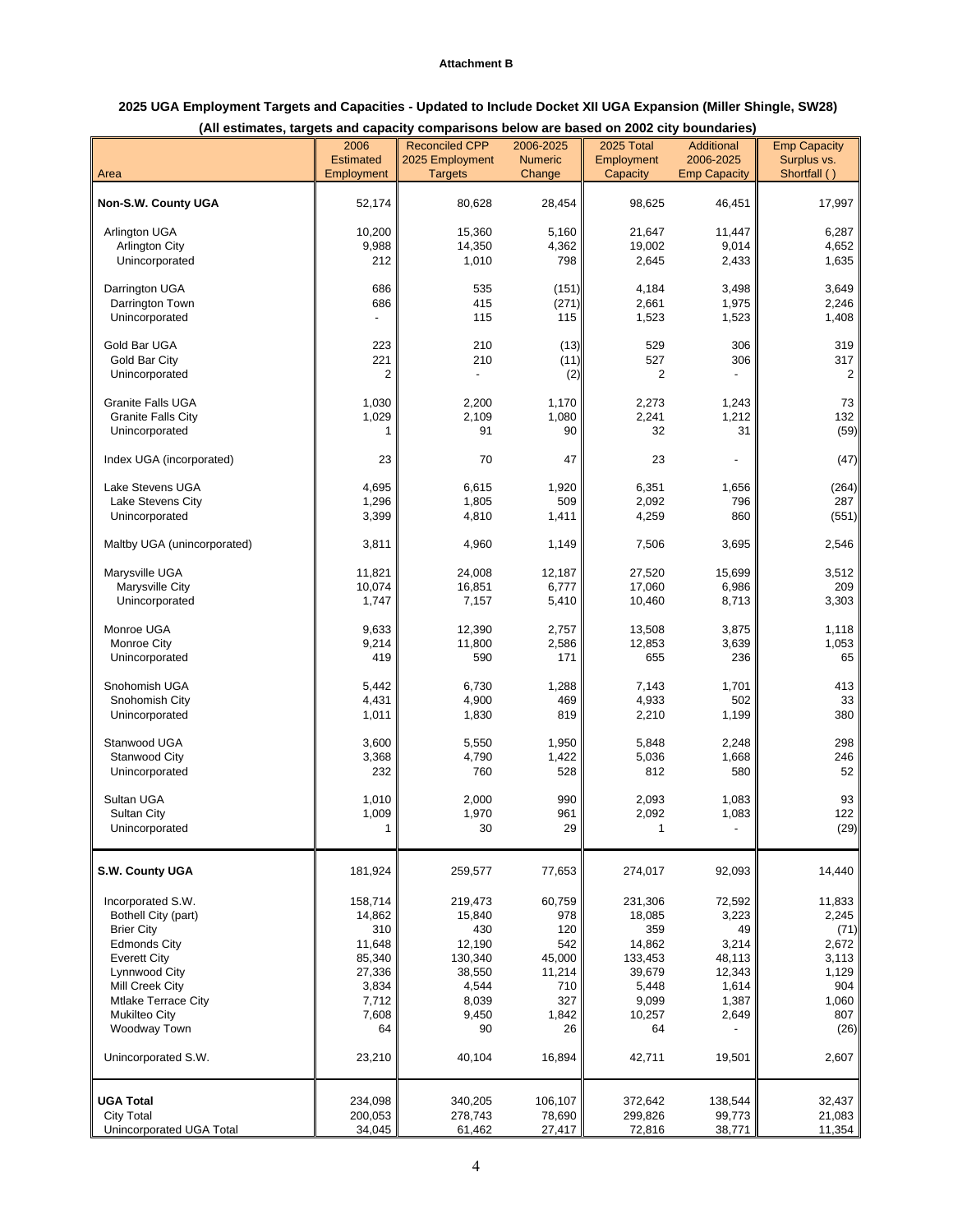**Attachment B**

**2025 UGA Employment Targets and Capacities - Updated to Include Docket XII UGA Expansion (Miller Shingle, SW28)**

**(All estimates, targets and capacity comparisons below are based on 2002 city boundaries)**

| Area | 2006 Estimated Employment | Reconciled CPP 2025 Employment Targets | 2006-2025 Numeric Change | 2025 Total Employment Capacity | Additional 2006-2025 Emp Capacity | Emp Capacity Surplus vs. Shortfall ( ) |
|---|---|---|---|---|---|---|
| **Non-S.W. County UGA** | 52,174 | 80,628 | 28,454 | 98,625 | 46,451 | 17,997 |
| Arlington UGA | 10,200 | 15,360 | 5,160 | 21,647 | 11,447 | 6,287 |
| Arlington City | 9,988 | 14,350 | 4,362 | 19,002 | 9,014 | 4,652 |
| Unincorporated | 212 | 1,010 | 798 | 2,645 | 2,433 | 1,635 |
| Darrington UGA | 686 | 535 | (151) | 4,184 | 3,498 | 3,649 |
| Darrington Town | 686 | 415 | (271) | 2,661 | 1,975 | 2,246 |
| Unincorporated | - | 115 | 115 | 1,523 | 1,523 | 1,408 |
| Gold Bar UGA | 223 | 210 | (13) | 529 | 306 | 319 |
| Gold Bar City | 221 | 210 | (11) | 527 | 306 | 317 |
| Unincorporated | 2 | - | (2) | 2 | - | 2 |
| Granite Falls UGA | 1,030 | 2,200 | 1,170 | 2,273 | 1,243 | 73 |
| Granite Falls City | 1,029 | 2,109 | 1,080 | 2,241 | 1,212 | 132 |
| Unincorporated | 1 | 91 | 90 | 32 | 31 | (59) |
| Index UGA (incorporated) | 23 | 70 | 47 | 23 | - | (47) |
| Lake Stevens UGA | 4,695 | 6,615 | 1,920 | 6,351 | 1,656 | (264) |
| Lake Stevens City | 1,296 | 1,805 | 509 | 2,092 | 796 | 287 |
| Unincorporated | 3,399 | 4,810 | 1,411 | 4,259 | 860 | (551) |
| Maltby UGA (unincorporated) | 3,811 | 4,960 | 1,149 | 7,506 | 3,695 | 2,546 |
| Marysville UGA | 11,821 | 24,008 | 12,187 | 27,520 | 15,699 | 3,512 |
| Marysville City | 10,074 | 16,851 | 6,777 | 17,060 | 6,986 | 209 |
| Unincorporated | 1,747 | 7,157 | 5,410 | 10,460 | 8,713 | 3,303 |
| Monroe UGA | 9,633 | 12,390 | 2,757 | 13,508 | 3,875 | 1,118 |
| Monroe City | 9,214 | 11,800 | 2,586 | 12,853 | 3,639 | 1,053 |
| Unincorporated | 419 | 590 | 171 | 655 | 236 | 65 |
| Snohomish UGA | 5,442 | 6,730 | 1,288 | 7,143 | 1,701 | 413 |
| Snohomish City | 4,431 | 4,900 | 469 | 4,933 | 502 | 33 |
| Unincorporated | 1,011 | 1,830 | 819 | 2,210 | 1,199 | 380 |
| Stanwood UGA | 3,600 | 5,550 | 1,950 | 5,848 | 2,248 | 298 |
| Stanwood City | 3,368 | 4,790 | 1,422 | 5,036 | 1,668 | 246 |
| Unincorporated | 232 | 760 | 528 | 812 | 580 | 52 |
| Sultan UGA | 1,010 | 2,000 | 990 | 2,093 | 1,083 | 93 |
| Sultan City | 1,009 | 1,970 | 961 | 2,092 | 1,083 | 122 |
| Unincorporated | 1 | 30 | 29 | 1 | - | (29) |
| **S.W. County UGA** | 181,924 | 259,577 | 77,653 | 274,017 | 92,093 | 14,440 |
| Incorporated S.W. | 158,714 | 219,473 | 60,759 | 231,306 | 72,592 | 11,833 |
| Bothell City (part) | 14,862 | 15,840 | 978 | 18,085 | 3,223 | 2,245 |
| Brier City | 310 | 430 | 120 | 359 | 49 | (71) |
| Edmonds City | 11,648 | 12,190 | 542 | 14,862 | 3,214 | 2,672 |
| Everett City | 85,340 | 130,340 | 45,000 | 133,453 | 48,113 | 3,113 |
| Lynnwood City | 27,336 | 38,550 | 11,214 | 39,679 | 12,343 | 1,129 |
| Mill Creek City | 3,834 | 4,544 | 710 | 5,448 | 1,614 | 904 |
| Mtlake Terrace City | 7,712 | 8,039 | 327 | 9,099 | 1,387 | 1,060 |
| Mukilteo City | 7,608 | 9,450 | 1,842 | 10,257 | 2,649 | 807 |
| Woodway Town | 64 | 90 | 26 | 64 | - | (26) |
| Unincorporated S.W. | 23,210 | 40,104 | 16,894 | 42,711 | 19,501 | 2,607 |
| **UGA Total** | 234,098 | 340,205 | 106,107 | 372,642 | 138,544 | 32,437 |
| City Total | 200,053 | 278,743 | 78,690 | 299,826 | 99,773 | 21,083 |
| Unincorporated UGA Total | 34,045 | 61,462 | 27,417 | 72,816 | 38,771 | 11,354 |